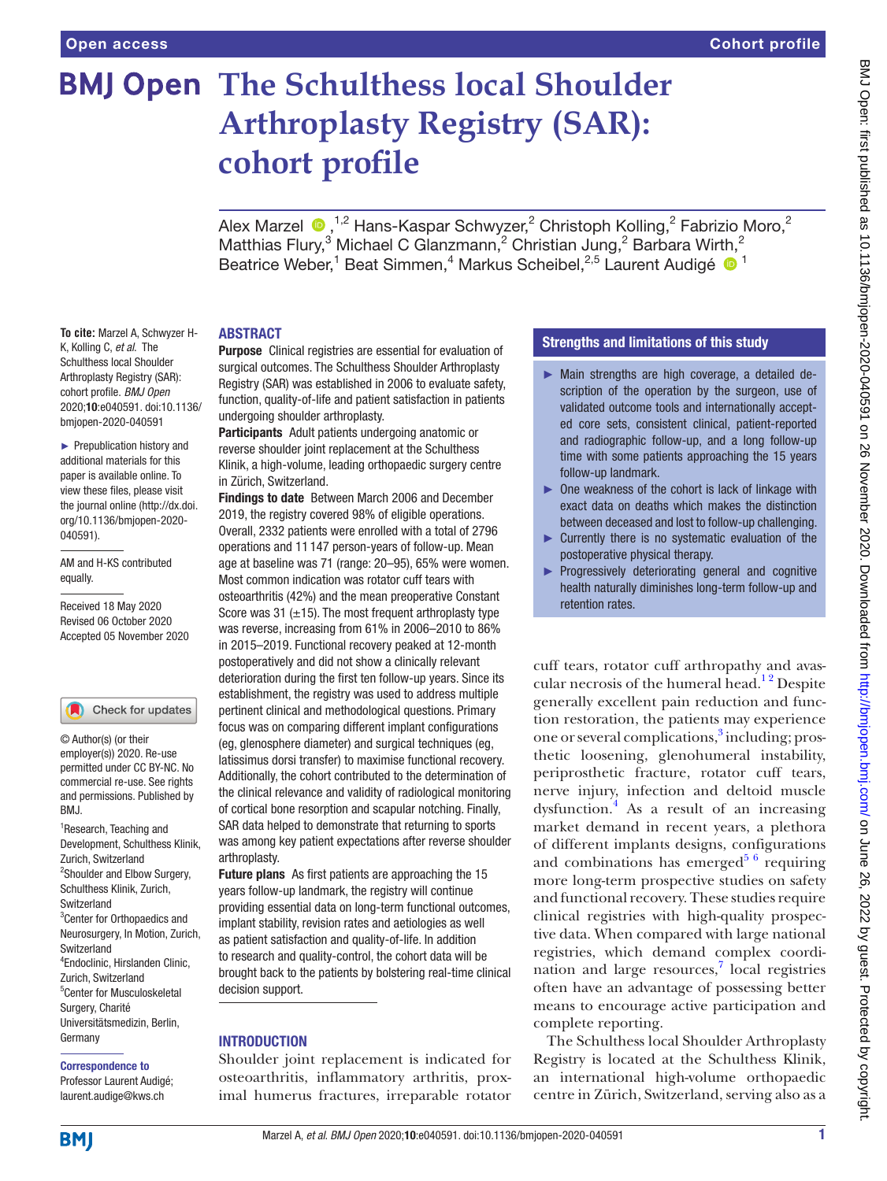Open access

Cohort profile

# The Schulthess local Shoulder Arthroplasty Registry (SAR): cohort profile

Alex Marzel ,[1,2] Hans-Kaspar Schwyzer,[2] Christoph Kolling,[2] Fabrizio Moro,[2] Matthias Flury,[3] Michael C Glanzmann,[2] Christian Jung,[2] Barbara Wirth,[2] Beatrice Weber,[1] Beat Simmen,[4] Markus Scheibel,[2,5] Laurent Audigé [1]

**To cite:** Marzel A, Schwyzer H-K, Kolling C, *et al*. The Schulthess local Shoulder Arthroplasty Registry (SAR): cohort profile. *BMJ Open* 2020;**10**:e040591. doi:10.1136/bmjopen-2020-040591

► Prepublication history and additional materials for this paper is available online. To view these files, please visit the journal online (http://dx.doi.org/10.1136/bmjopen-2020-040591).

AM and H-KS contributed equally.

Received 18 May 2020
Revised 06 October 2020
Accepted 05 November 2020

© Author(s) (or their employer(s)) 2020. Re-use permitted under CC BY-NC. No commercial re-use. See rights and permissions. Published by BMJ.

[1]Research, Teaching and Development, Schulthess Klinik, Zurich, Switzerland
[2]Shoulder and Elbow Surgery, Schulthess Klinik, Zurich, Switzerland
[3]Center for Orthopaedics and Neurosurgery, In Motion, Zurich, Switzerland
[4]Endoclinic, Hirslanden Clinic, Zurich, Switzerland
[5]Center for Musculoskeletal Surgery, Charité Universitätsmedizin, Berlin, Germany

**Correspondence to**
Professor Laurent Audigé; laurent.audige@kws.ch

## ABSTRACT

**Purpose** Clinical registries are essential for evaluation of surgical outcomes. The Schulthess Shoulder Arthroplasty Registry (SAR) was established in 2006 to evaluate safety, function, quality-of-life and patient satisfaction in patients undergoing shoulder arthroplasty.

**Participants** Adult patients undergoing anatomic or reverse shoulder joint replacement at the Schulthess Klinik, a high-volume, leading orthopaedic surgery centre in Zürich, Switzerland.

**Findings to date** Between March 2006 and December 2019, the registry covered 98% of eligible operations. Overall, 2332 patients were enrolled with a total of 2796 operations and 11 147 person-years of follow-up. Mean age at baseline was 71 (range: 20–95), 65% were women. Most common indication was rotator cuff tears with osteoarthritis (42%) and the mean preoperative Constant Score was 31 (±15). The most frequent arthroplasty type was reverse, increasing from 61% in 2006–2010 to 86% in 2015–2019. Functional recovery peaked at 12-month postoperatively and did not show a clinically relevant deterioration during the first ten follow-up years. Since its establishment, the registry was used to address multiple pertinent clinical and methodological questions. Primary focus was on comparing different implant configurations (eg, glenosphere diameter) and surgical techniques (eg, latissimus dorsi transfer) to maximise functional recovery. Additionally, the cohort contributed to the determination of the clinical relevance and validity of radiological monitoring of cortical bone resorption and scapular notching. Finally, SAR data helped to demonstrate that returning to sports was among key patient expectations after reverse shoulder arthroplasty.

**Future plans** As first patients are approaching the 15 years follow-up landmark, the registry will continue providing essential data on long-term functional outcomes, implant stability, revision rates and aetiologies as well as patient satisfaction and quality-of-life. In addition to research and quality-control, the cohort data will be brought back to the patients by bolstering real-time clinical decision support.

## Strengths and limitations of this study

- ► Main strengths are high coverage, a detailed description of the operation by the surgeon, use of validated outcome tools and internationally accepted core sets, consistent clinical, patient-reported and radiographic follow-up, and a long follow-up time with some patients approaching the 15 years follow-up landmark.
- ► One weakness of the cohort is lack of linkage with exact data on deaths which makes the distinction between deceased and lost to follow-up challenging.
- ► Currently there is no systematic evaluation of the postoperative physical therapy.
- ► Progressively deteriorating general and cognitive health naturally diminishes long-term follow-up and retention rates.

## INTRODUCTION

Shoulder joint replacement is indicated for osteoarthritis, inflammatory arthritis, proximal humerus fractures, irreparable rotator cuff tears, rotator cuff arthropathy and avascular necrosis of the humeral head.[1,2] Despite generally excellent pain reduction and function restoration, the patients may experience one or several complications,[3] including; prosthetic loosening, glenohumeral instability, periprosthetic fracture, rotator cuff tears, nerve injury, infection and deltoid muscle dysfunction.[4] As a result of an increasing market demand in recent years, a plethora of different implants designs, configurations and combinations has emerged[5,6] requiring more long-term prospective studies on safety and functional recovery. These studies require clinical registries with high-quality prospective data. When compared with large national registries, which demand complex coordination and large resources,[7] local registries often have an advantage of possessing better means to encourage active participation and complete reporting.

The Schulthess local Shoulder Arthroplasty Registry is located at the Schulthess Klinik, an international high-volume orthopaedic centre in Zürich, Switzerland, serving also as a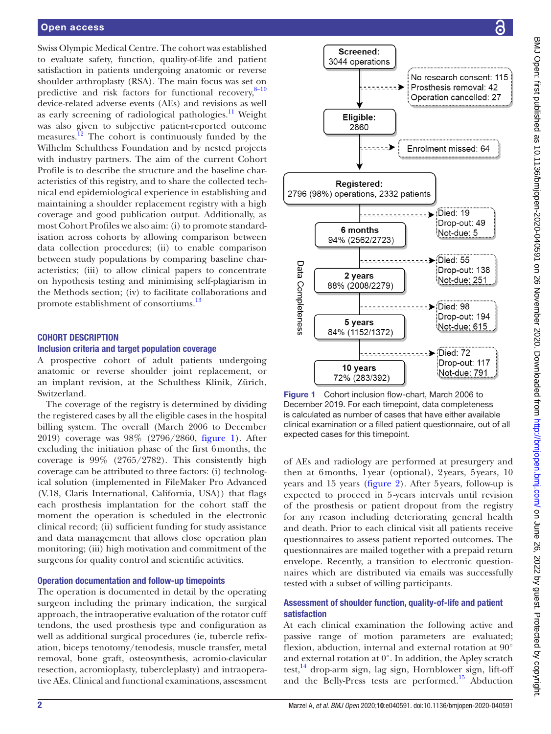Swiss Olympic Medical Centre. The cohort was established to evaluate safety, function, quality-of-life and patient satisfaction in patients undergoing anatomic or reverse shoulder arthroplasty (RSA). The main focus was set on predictive and risk factors for functional recovery,[8–10] device-related adverse events (AEs) and revisions as well as early screening of radiological pathologies.[11] Weight was also given to subjective patient-reported outcome measures.[12] The cohort is continuously funded by the Wilhelm Schulthess Foundation and by nested projects with industry partners. The aim of the current Cohort Profile is to describe the structure and the baseline characteristics of this registry, and to share the collected technical end epidemiological experience in establishing and maintaining a shoulder replacement registry with a high coverage and good publication output. Additionally, as most Cohort Profiles we also aim: (i) to promote standardisation across cohorts by allowing comparison between data collection procedures; (ii) to enable comparison between study populations by comparing baseline characteristics; (iii) to allow clinical papers to concentrate on hypothesis testing and minimising self-plagiarism in the Methods section; (iv) to facilitate collaborations and promote establishment of consortiums.[13]

## COHORT DESCRIPTION

### Inclusion criteria and target population coverage

A prospective cohort of adult patients undergoing anatomic or reverse shoulder joint replacement, or an implant revision, at the Schulthess Klinik, Zürich, Switzerland.

The coverage of the registry is determined by dividing the registered cases by all the eligible cases in the hospital billing system. The overall (March 2006 to December 2019) coverage was 98% (2796/2860, figure 1). After excluding the initiation phase of the first 6 months, the coverage is 99% (2765/2782). This consistently high coverage can be attributed to three factors: (i) technological solution (implemented in FileMaker Pro Advanced (V.18, Claris International, California, USA)) that flags each prosthesis implantation for the cohort staff the moment the operation is scheduled in the electronic clinical record; (ii) sufficient funding for study assistance and data management that allows close operation plan monitoring; (iii) high motivation and commitment of the surgeons for quality control and scientific activities.

### Operation documentation and follow-up timepoints

The operation is documented in detail by the operating surgeon including the primary indication, the surgical approach, the intraoperative evaluation of the rotator cuff tendons, the used prosthesis type and configuration as well as additional surgical procedures (ie, tubercle refixation, biceps tenotomy/tenodesis, muscle transfer, metal removal, bone graft, osteosynthesis, acromio-clavicular resection, acromioplasty, tubercleplasty) and intraoperative AEs. Clinical and functional examinations, assessment

Screened: 3044 operations → No research consent: 115; Prosthesis removal: 42; Operation cancelled: 27

Eligible: 2860 → Enrolment missed: 64

Registered: 2796 (98%) operations, 2332 patients → Died: 19; Drop-out: 49; Not-due: 5

6 months: 94% (2562/2723) → Died: 55; Drop-out: 138; Not-due: 251

2 years: 88% (2008/2279) → Died: 98; Drop-out: 194; Not-due: 615

5 years: 84% (1152/1372) → Died: 72; Drop-out: 117; Not-due: 791

10 years: 72% (283/392)

Data Completeness

Figure 1 Cohort inclusion flow-chart, March 2006 to December 2019. For each timepoint, data completeness is calculated as number of cases that have either available clinical examination or a filled patient questionnaire, out of all expected cases for this timepoint.

of AEs and radiology are performed at presurgery and then at 6 months, 1 year (optional), 2 years, 5 years, 10 years and 15 years (figure 2). After 5 years, follow-up is expected to proceed in 5-years intervals until revision of the prosthesis or patient dropout from the registry for any reason including deteriorating general health and death. Prior to each clinical visit all patients receive questionnaires to assess patient reported outcomes. The questionnaires are mailed together with a prepaid return envelope. Recently, a transition to electronic questionnaires which are distributed via emails was successfully tested with a subset of willing participants.

### Assessment of shoulder function, quality-of-life and patient satisfaction

At each clinical examination the following active and passive range of motion parameters are evaluated; flexion, abduction, internal and external rotation at 90° and external rotation at 0°. In addition, the Apley scratch test,[14] drop-arm sign, lag sign, Hornblower sign, lift-off and the Belly-Press tests are performed.[15] Abduction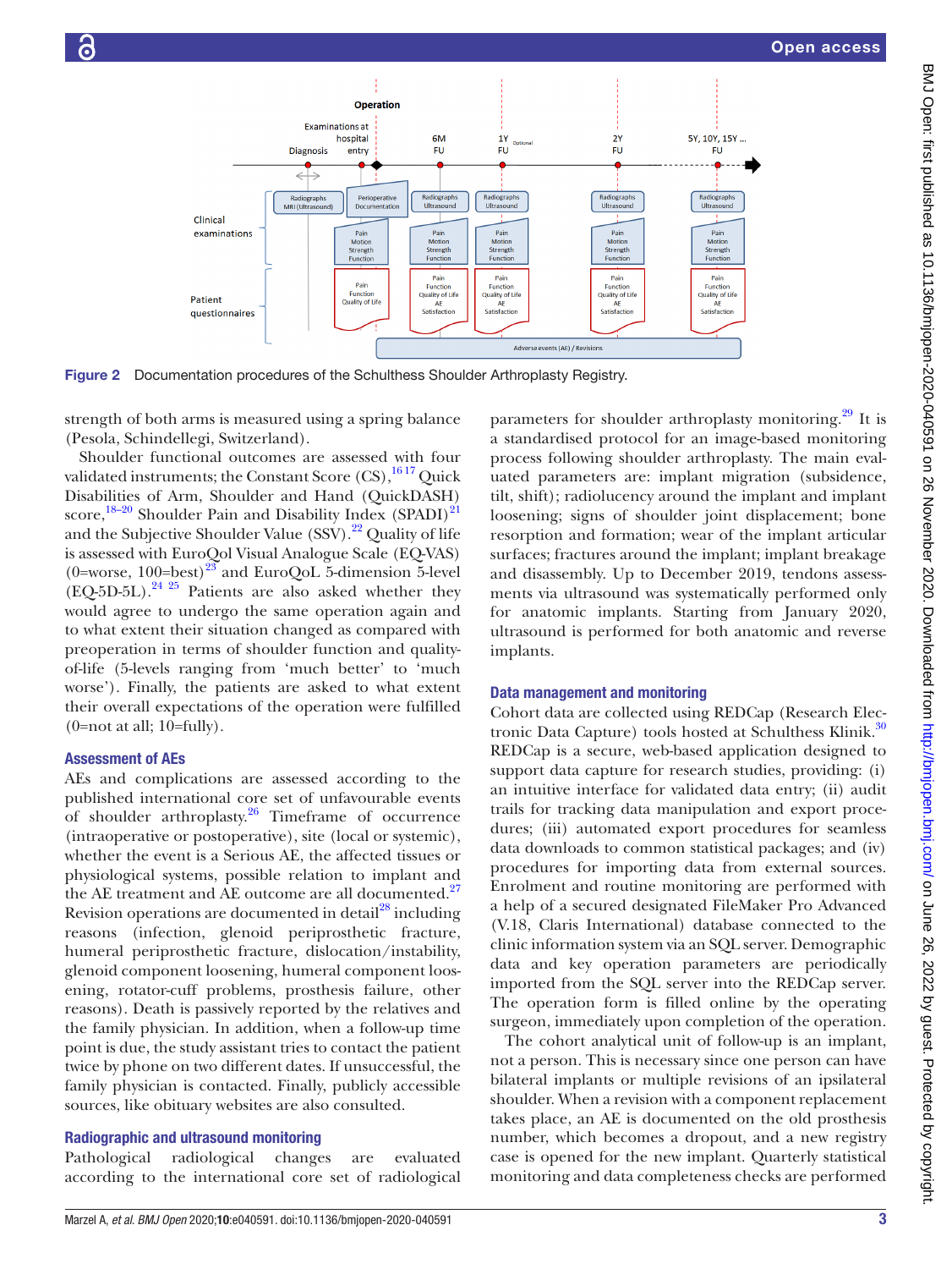Figure 2 Documentation procedures of the Schulthess Shoulder Arthroplasty Registry.

strength of both arms is measured using a spring balance (Pesola, Schindellegi, Switzerland).

Shoulder functional outcomes are assessed with four validated instruments; the Constant Score (CS),[16 17] Quick Disabilities of Arm, Shoulder and Hand (QuickDASH) score,[18–20] Shoulder Pain and Disability Index (SPADI)[21] and the Subjective Shoulder Value (SSV).[22] Quality of life is assessed with EuroQol Visual Analogue Scale (EQ-VAS) (0=worse, 100=best)[23] and EuroQoL 5-dimension 5-level (EQ-5D-5L).[24 25] Patients are also asked whether they would agree to undergo the same operation again and to what extent their situation changed as compared with preoperation in terms of shoulder function and quality-of-life (5-levels ranging from 'much better' to 'much worse'). Finally, the patients are asked to what extent their overall expectations of the operation were fulfilled (0=not at all; 10=fully).

### Assessment of AEs

AEs and complications are assessed according to the published international core set of unfavourable events of shoulder arthroplasty.[26] Timeframe of occurrence (intraoperative or postoperative), site (local or systemic), whether the event is a Serious AE, the affected tissues or physiological systems, possible relation to implant and the AE treatment and AE outcome are all documented.[27] Revision operations are documented in detail[28] including reasons (infection, glenoid periprosthetic fracture, humeral periprosthetic fracture, dislocation/instability, glenoid component loosening, humeral component loosening, rotator-cuff problems, prosthesis failure, other reasons). Death is passively reported by the relatives and the family physician. In addition, when a follow-up time point is due, the study assistant tries to contact the patient twice by phone on two different dates. If unsuccessful, the family physician is contacted. Finally, publicly accessible sources, like obituary websites are also consulted.

### Radiographic and ultrasound monitoring

Pathological radiological changes are evaluated according to the international core set of radiological parameters for shoulder arthroplasty monitoring.[29] It is a standardised protocol for an image-based monitoring process following shoulder arthroplasty. The main evaluated parameters are: implant migration (subsidence, tilt, shift); radiolucency around the implant and implant loosening; signs of shoulder joint displacement; bone resorption and formation; wear of the implant articular surfaces; fractures around the implant; implant breakage and disassembly. Up to December 2019, tendons assessments via ultrasound was systematically performed only for anatomic implants. Starting from January 2020, ultrasound is performed for both anatomic and reverse implants.

### Data management and monitoring

Cohort data are collected using REDCap (Research Electronic Data Capture) tools hosted at Schulthess Klinik.[30] REDCap is a secure, web-based application designed to support data capture for research studies, providing: (i) an intuitive interface for validated data entry; (ii) audit trails for tracking data manipulation and export procedures; (iii) automated export procedures for seamless data downloads to common statistical packages; and (iv) procedures for importing data from external sources. Enrolment and routine monitoring are performed with a help of a secured designated FileMaker Pro Advanced (V.18, Claris International) database connected to the clinic information system via an SQL server. Demographic data and key operation parameters are periodically imported from the SQL server into the REDCap server. The operation form is filled online by the operating surgeon, immediately upon completion of the operation.

The cohort analytical unit of follow-up is an implant, not a person. This is necessary since one person can have bilateral implants or multiple revisions of an ipsilateral shoulder. When a revision with a component replacement takes place, an AE is documented on the old prosthesis number, which becomes a dropout, and a new registry case is opened for the new implant. Quarterly statistical monitoring and data completeness checks are performed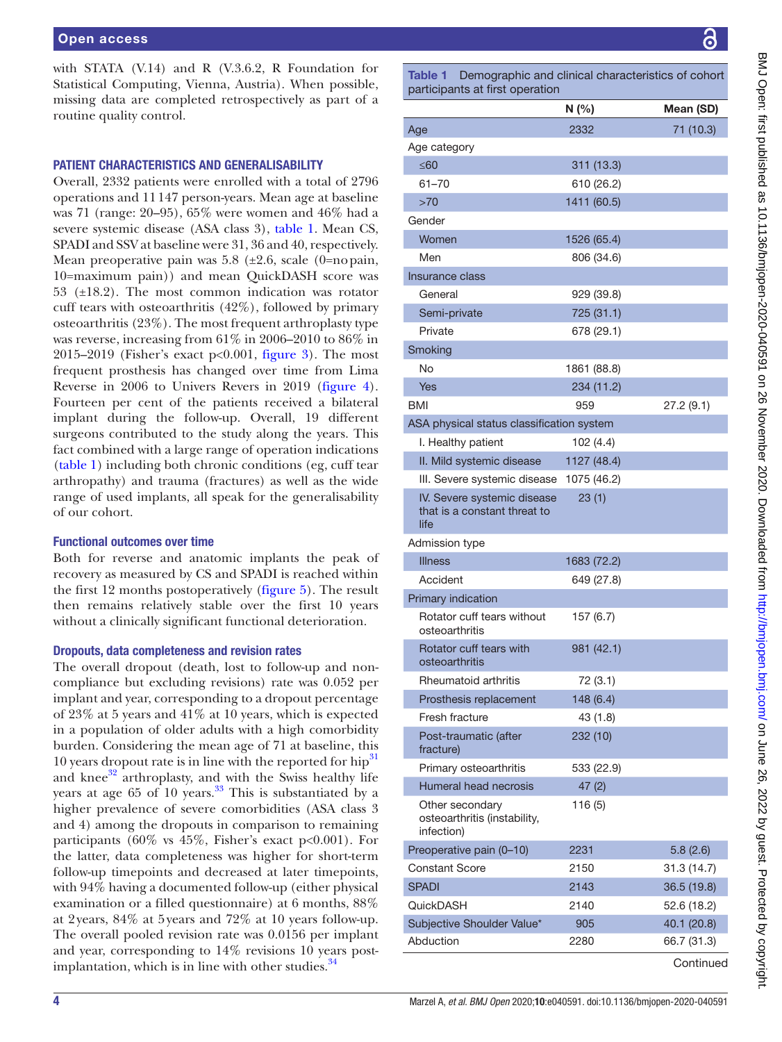with STATA (V.14) and R (V.3.6.2, R Foundation for Statistical Computing, Vienna, Austria). When possible, missing data are completed retrospectively as part of a routine quality control.

## PATIENT CHARACTERISTICS AND GENERALISABILITY

Overall, 2332 patients were enrolled with a total of 2796 operations and 11 147 person-years. Mean age at baseline was 71 (range: 20–95), 65% were women and 46% had a severe systemic disease (ASA class 3), table 1. Mean CS, SPADI and SSV at baseline were 31, 36 and 40, respectively. Mean preoperative pain was 5.8 (±2.6, scale (0=no pain, 10=maximum pain)) and mean QuickDASH score was 53 (±18.2). The most common indication was rotator cuff tears with osteoarthritis (42%), followed by primary osteoarthritis (23%). The most frequent arthroplasty type was reverse, increasing from 61% in 2006–2010 to 86% in 2015–2019 (Fisher's exact p<0.001, figure 3). The most frequent prosthesis has changed over time from Lima Reverse in 2006 to Univers Revers in 2019 (figure 4). Fourteen per cent of the patients received a bilateral implant during the follow-up. Overall, 19 different surgeons contributed to the study along the years. This fact combined with a large range of operation indications (table 1) including both chronic conditions (eg, cuff tear arthropathy) and trauma (fractures) as well as the wide range of used implants, all speak for the generalisability of our cohort.

### Functional outcomes over time

Both for reverse and anatomic implants the peak of recovery as measured by CS and SPADI is reached within the first 12 months postoperatively (figure 5). The result then remains relatively stable over the first 10 years without a clinically significant functional deterioration.

### Dropouts, data completeness and revision rates

The overall dropout (death, lost to follow-up and non-compliance but excluding revisions) rate was 0.052 per implant and year, corresponding to a dropout percentage of 23% at 5 years and 41% at 10 years, which is expected in a population of older adults with a high comorbidity burden. Considering the mean age of 71 at baseline, this 10 years dropout rate is in line with the reported for hip[31] and knee[32] arthroplasty, and with the Swiss healthy life years at age 65 of 10 years.[33] This is substantiated by a higher prevalence of severe comorbidities (ASA class 3 and 4) among the dropouts in comparison to remaining participants (60% vs 45%, Fisher's exact p<0.001). For the latter, data completeness was higher for short-term follow-up timepoints and decreased at later timepoints, with 94% having a documented follow-up (either physical examination or a filled questionnaire) at 6 months, 88% at 2 years, 84% at 5 years and 72% at 10 years follow-up. The overall pooled revision rate was 0.0156 per implant and year, corresponding to 14% revisions 10 years post-implantation, which is in line with other studies.[34]

**Table 1** Demographic and clinical characteristics of cohort participants at first operation

| | N (%) | Mean (SD) |
|---|---|---|
| Age | 2332 | 71 (10.3) |
| Age category | | |
| ≤60 | 311 (13.3) | |
| 61–70 | 610 (26.2) | |
| >70 | 1411 (60.5) | |
| Gender | | |
| Women | 1526 (65.4) | |
| Men | 806 (34.6) | |
| Insurance class | | |
| General | 929 (39.8) | |
| Semi-private | 725 (31.1) | |
| Private | 678 (29.1) | |
| Smoking | | |
| No | 1861 (88.8) | |
| Yes | 234 (11.2) | |
| BMI | 959 | 27.2 (9.1) |
| ASA physical status classification system | | |
| I. Healthy patient | 102 (4.4) | |
| II. Mild systemic disease | 1127 (48.4) | |
| III. Severe systemic disease | 1075 (46.2) | |
| IV. Severe systemic disease that is a constant threat to life | 23 (1) | |
| Admission type | | |
| Illness | 1683 (72.2) | |
| Accident | 649 (27.8) | |
| Primary indication | | |
| Rotator cuff tears without osteoarthritis | 157 (6.7) | |
| Rotator cuff tears with osteoarthritis | 981 (42.1) | |
| Rheumatoid arthritis | 72 (3.1) | |
| Prosthesis replacement | 148 (6.4) | |
| Fresh fracture | 43 (1.8) | |
| Post-traumatic (after fracture) | 232 (10) | |
| Primary osteoarthritis | 533 (22.9) | |
| Humeral head necrosis | 47 (2) | |
| Other secondary osteoarthritis (instability, infection) | 116 (5) | |
| Preoperative pain (0–10) | 2231 | 5.8 (2.6) |
| Constant Score | 2150 | 31.3 (14.7) |
| SPADI | 2143 | 36.5 (19.8) |
| QuickDASH | 2140 | 52.6 (18.2) |
| Subjective Shoulder Value* | 905 | 40.1 (20.8) |
| Abduction | 2280 | 66.7 (31.3) |

Continued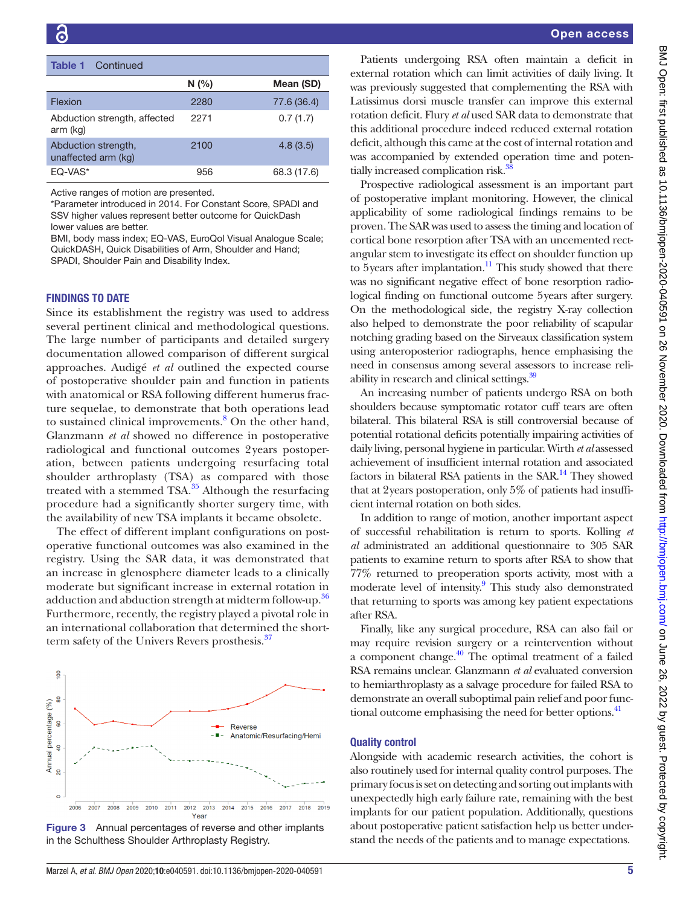**Table 1** Continued

| | N (%) | Mean (SD) |
|---|---|---|
| Flexion | 2280 | 77.6 (36.4) |
| Abduction strength, affected arm (kg) | 2271 | 0.7 (1.7) |
| Abduction strength, unaffected arm (kg) | 2100 | 4.8 (3.5) |
| EQ-VAS* | 956 | 68.3 (17.6) |

Active ranges of motion are presented.
*Parameter introduced in 2014. For Constant Score, SPADI and SSV higher values represent better outcome for QuickDash lower values are better.
BMI, body mass index; EQ-VAS, EuroQol Visual Analogue Scale; QuickDASH, Quick Disabilities of Arm, Shoulder and Hand; SPADI, Shoulder Pain and Disability Index.

## FINDINGS TO DATE

Since its establishment the registry was used to address several pertinent clinical and methodological questions. The large number of participants and detailed surgery documentation allowed comparison of different surgical approaches. Audigé *et al* outlined the expected course of postoperative shoulder pain and function in patients with anatomical or RSA following different humerus fracture sequelae, to demonstrate that both operations lead to sustained clinical improvements.[8] On the other hand, Glanzmann *et al* showed no difference in postoperative radiological and functional outcomes 2 years postoperation, between patients undergoing resurfacing total shoulder arthroplasty (TSA) as compared with those treated with a stemmed TSA.[35] Although the resurfacing procedure had a significantly shorter surgery time, with the availability of new TSA implants it became obsolete.

The effect of different implant configurations on postoperative functional outcomes was also examined in the registry. Using the SAR data, it was demonstrated that an increase in glenosphere diameter leads to a clinically moderate but significant increase in external rotation in adduction and abduction strength at midterm follow-up.[36] Furthermore, recently, the registry played a pivotal role in an international collaboration that determined the short-term safety of the Univers Revers prosthesis.[37]

Figure 3 Annual percentages of reverse and other implants in the Schulthess Shoulder Arthroplasty Registry.

Patients undergoing RSA often maintain a deficit in external rotation which can limit activities of daily living. It was previously suggested that complementing the RSA with Latissimus dorsi muscle transfer can improve this external rotation deficit. Flury *et al* used SAR data to demonstrate that this additional procedure indeed reduced external rotation deficit, although this came at the cost of internal rotation and was accompanied by extended operation time and potentially increased complication risk.[38]

Prospective radiological assessment is an important part of postoperative implant monitoring. However, the clinical applicability of some radiological findings remains to be proven. The SAR was used to assess the timing and location of cortical bone resorption after TSA with an uncemented rectangular stem to investigate its effect on shoulder function up to 5 years after implantation.[11] This study showed that there was no significant negative effect of bone resorption radiological finding on functional outcome 5 years after surgery. On the methodological side, the registry X-ray collection also helped to demonstrate the poor reliability of scapular notching grading based on the Sirveaux classification system using anteroposterior radiographs, hence emphasising the need in consensus among several assessors to increase reliability in research and clinical settings.[39]

An increasing number of patients undergo RSA on both shoulders because symptomatic rotator cuff tears are often bilateral. This bilateral RSA is still controversial because of potential rotational deficits potentially impairing activities of daily living, personal hygiene in particular. Wirth *et al* assessed achievement of insufficient internal rotation and associated factors in bilateral RSA patients in the SAR.[14] They showed that at 2 years postoperation, only 5% of patients had insufficient internal rotation on both sides.

In addition to range of motion, another important aspect of successful rehabilitation is return to sports. Kolling *et al* administrated an additional questionnaire to 305 SAR patients to examine return to sports after RSA to show that 77% returned to preoperation sports activity, most with a moderate level of intensity.[9] This study also demonstrated that returning to sports was among key patient expectations after RSA.

Finally, like any surgical procedure, RSA can also fail or may require revision surgery or a reintervention without a component change.[40] The optimal treatment of a failed RSA remains unclear. Glanzmann *et al* evaluated conversion to hemiarthroplasty as a salvage procedure for failed RSA to demonstrate an overall suboptimal pain relief and poor functional outcome emphasising the need for better options.[41]

### Quality control

Alongside with academic research activities, the cohort is also routinely used for internal quality control purposes. The primary focus is set on detecting and sorting out implants with unexpectedly high early failure rate, remaining with the best implants for our patient population. Additionally, questions about postoperative patient satisfaction help us better understand the needs of the patients and to manage expectations.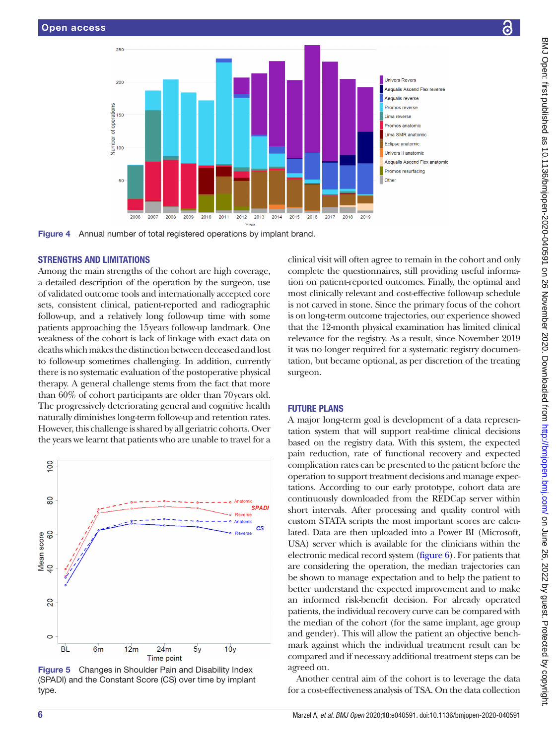Figure 4 Annual number of total registered operations by implant brand.

## STRENGTHS AND LIMITATIONS

Among the main strengths of the cohort are high coverage, a detailed description of the operation by the surgeon, use of validated outcome tools and internationally accepted core sets, consistent clinical, patient-reported and radiographic follow-up, and a relatively long follow-up time with some patients approaching the 15years follow-up landmark. One weakness of the cohort is lack of linkage with exact data on deaths which makes the distinction between deceased and lost to follow-up sometimes challenging. In addition, currently there is no systematic evaluation of the postoperative physical therapy. A general challenge stems from the fact that more than 60% of cohort participants are older than 70years old. The progressively deteriorating general and cognitive health naturally diminishes long-term follow-up and retention rates. However, this challenge is shared by all geriatric cohorts. Over the years we learnt that patients who are unable to travel for a clinical visit will often agree to remain in the cohort and only complete the questionnaires, still providing useful information on patient-reported outcomes. Finally, the optimal and most clinically relevant and cost-effective follow-up schedule is not carved in stone. Since the primary focus of the cohort is on long-term outcome trajectories, our experience showed that the 12-month physical examination has limited clinical relevance for the registry. As a result, since November 2019 it was no longer required for a systematic registry documentation, but became optional, as per discretion of the treating surgeon.

Figure 5 Changes in Shoulder Pain and Disability Index (SPADI) and the Constant Score (CS) over time by implant type.

## FUTURE PLANS

A major long-term goal is development of a data representation system that will support real-time clinical decisions based on the registry data. With this system, the expected pain reduction, rate of functional recovery and expected complication rates can be presented to the patient before the operation to support treatment decisions and manage expectations. According to our early prototype, cohort data are continuously downloaded from the REDCap server within short intervals. After processing and quality control with custom STATA scripts the most important scores are calculated. Data are then uploaded into a Power BI (Microsoft, USA) server which is available for the clinicians within the electronic medical record system (figure 6). For patients that are considering the operation, the median trajectories can be shown to manage expectation and to help the patient to better understand the expected improvement and to make an informed risk-benefit decision. For already operated patients, the individual recovery curve can be compared with the median of the cohort (for the same implant, age group and gender). This will allow the patient an objective benchmark against which the individual treatment result can be compared and if necessary additional treatment steps can be agreed on.

Another central aim of the cohort is to leverage the data for a cost-effectiveness analysis of TSA. On the data collection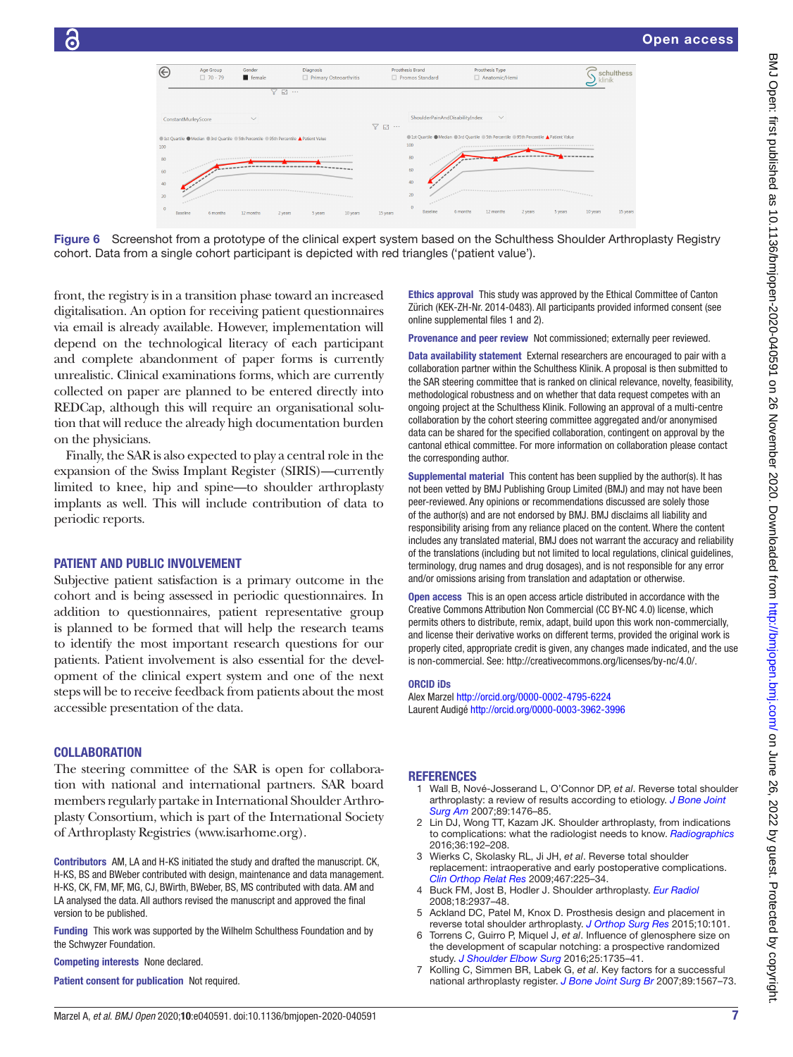Age Group
70 - 79
Gender
female
Diagnosis
Primary Osteoarthritis
Prosthesis Brand
Promos Standard
Prosthesis Type
Anatomic/Hemi
schulthess klinik

ConstantMurleyScore

1st Quartile ● Median ● 3rd Quartile ● 5th Percentile ● 95th Percentile ▲ Patient Value

100
80
60
40
20
0

Baseline 6 months 12 months 2 years 5 years 10 years 15 years

ShoulderPainAndDisabilityIndex

1st Quartile ● Median ● 3rd Quartile ● 5th Percentile ● 95th Percentile ▲ Patient Value

100
80
60
40
20
0

Baseline 6 months 12 months 2 years 5 years 10 years 15 years

**Figure 6** Screenshot from a prototype of the clinical expert system based on the Schulthess Shoulder Arthroplasty Registry cohort. Data from a single cohort participant is depicted with red triangles ('patient value').

front, the registry is in a transition phase toward an increased digitalisation. An option for receiving patient questionnaires via email is already available. However, implementation will depend on the technological literacy of each participant and complete abandonment of paper forms is currently unrealistic. Clinical examinations forms, which are currently collected on paper are planned to be entered directly into REDCap, although this will require an organisational solution that will reduce the already high documentation burden on the physicians.

Finally, the SAR is also expected to play a central role in the expansion of the Swiss Implant Register (SIRIS)—currently limited to knee, hip and spine—to shoulder arthroplasty implants as well. This will include contribution of data to periodic reports.

## PATIENT AND PUBLIC INVOLVEMENT

Subjective patient satisfaction is a primary outcome in the cohort and is being assessed in periodic questionnaires. In addition to questionnaires, patient representative group is planned to be formed that will help the research teams to identify the most important research questions for our patients. Patient involvement is also essential for the development of the clinical expert system and one of the next steps will be to receive feedback from patients about the most accessible presentation of the data.

## COLLABORATION

The steering committee of the SAR is open for collaboration with national and international partners. SAR board members regularly partake in International Shoulder Arthroplasty Consortium, which is part of the International Society of Arthroplasty Registries (www.isarhome.org).

**Contributors** AM, LA and H-KS initiated the study and drafted the manuscript. CK, H-KS, BS and BWeber contributed with design, maintenance and data management. H-KS, CK, FM, MF, MG, CJ, BWirth, BWeber, BS, MS contributed with data. AM and LA analysed the data. All authors revised the manuscript and approved the final version to be published.

**Funding** This work was supported by the Wilhelm Schulthess Foundation and by the Schwyzer Foundation.

**Competing interests** None declared.

**Patient consent for publication** Not required.

**Ethics approval** This study was approved by the Ethical Committee of Canton Zürich (KEK-ZH-Nr. 2014-0483). All participants provided informed consent (see online supplemental files 1 and 2).

**Provenance and peer review** Not commissioned; externally peer reviewed.

**Data availability statement** External researchers are encouraged to pair with a collaboration partner within the Schulthess Klinik. A proposal is then submitted to the SAR steering committee that is ranked on clinical relevance, novelty, feasibility, methodological robustness and on whether that data request competes with an ongoing project at the Schulthess Klinik. Following an approval of a multi-centre collaboration by the cohort steering committee aggregated and/or anonymised data can be shared for the specified collaboration, contingent on approval by the cantonal ethical committee. For more information on collaboration please contact the corresponding author.

**Supplemental material** This content has been supplied by the author(s). It has not been vetted by BMJ Publishing Group Limited (BMJ) and may not have been peer-reviewed. Any opinions or recommendations discussed are solely those of the author(s) and are not endorsed by BMJ. BMJ disclaims all liability and responsibility arising from any reliance placed on the content. Where the content includes any translated material, BMJ does not warrant the accuracy and reliability of the translations (including but not limited to local regulations, clinical guidelines, terminology, drug names and drug dosages), and is not responsible for any error and/or omissions arising from translation and adaptation or otherwise.

**Open access** This is an open access article distributed in accordance with the Creative Commons Attribution Non Commercial (CC BY-NC 4.0) license, which permits others to distribute, remix, adapt, build upon this work non-commercially, and license their derivative works on different terms, provided the original work is properly cited, appropriate credit is given, any changes made indicated, and the use is non-commercial. See: http://creativecommons.org/licenses/by-nc/4.0/.

**ORCID iDs**

Alex Marzel http://orcid.org/0000-0002-4795-6224

Laurent Audigé http://orcid.org/0000-0003-3962-3996

## REFERENCES

1. Wall B, Nové-Josserand L, O'Connor DP, *et al*. Reverse total shoulder arthroplasty: a review of results according to etiology. *J Bone Joint Surg Am* 2007;89:1476–85.
2. Lin DJ, Wong TT, Kazam JK. Shoulder arthroplasty, from indications to complications: what the radiologist needs to know. *Radiographics* 2016;36:192–208.
3. Wierks C, Skolasky RL, Ji JH, *et al*. Reverse total shoulder replacement: intraoperative and early postoperative complications. *Clin Orthop Relat Res* 2009;467:225–34.
4. Buck FM, Jost B, Hodler J. Shoulder arthroplasty. *Eur Radiol* 2008;18:2937–48.
5. Ackland DC, Patel M, Knox D. Prosthesis design and placement in reverse total shoulder arthroplasty. *J Orthop Surg Res* 2015;10:101.
6. Torrens C, Guirro P, Miquel J, *et al*. Influence of glenosphere size on the development of scapular notching: a prospective randomized study. *J Shoulder Elbow Surg* 2016;25:1735–41.
7. Kolling C, Simmen BR, Labek G, *et al*. Key factors for a successful national arthroplasty register. *J Bone Joint Surg Br* 2007;89:1567–73.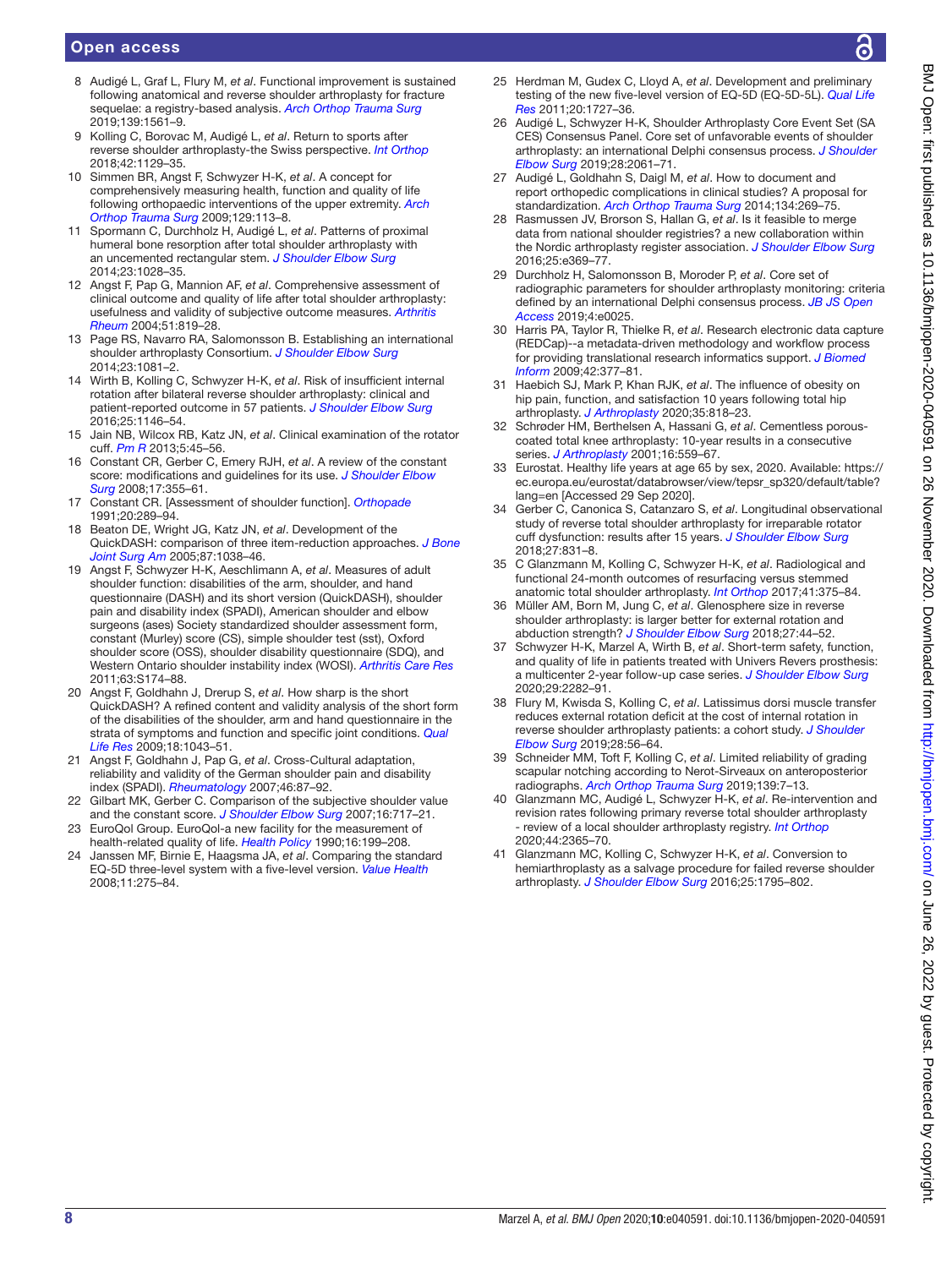8. Audigé L, Graf L, Flury M, *et al*. Functional improvement is sustained following anatomical and reverse shoulder arthroplasty for fracture sequelae: a registry-based analysis. *Arch Orthop Trauma Surg* 2019;139:1561–9.
9. Kolling C, Borovac M, Audigé L, *et al*. Return to sports after reverse shoulder arthroplasty-the Swiss perspective. *Int Orthop* 2018;42:1129–35.
10. Simmen BR, Angst F, Schwyzer H-K, *et al*. A concept for comprehensively measuring health, function and quality of life following orthopaedic interventions of the upper extremity. *Arch Orthop Trauma Surg* 2009;129:113–8.
11. Spormann C, Durchholz H, Audigé L, *et al*. Patterns of proximal humeral bone resorption after total shoulder arthroplasty with an uncemented rectangular stem. *J Shoulder Elbow Surg* 2014;23:1028–35.
12. Angst F, Pap G, Mannion AF, *et al*. Comprehensive assessment of clinical outcome and quality of life after total shoulder arthroplasty: usefulness and validity of subjective outcome measures. *Arthritis Rheum* 2004;51:819–28.
13. Page RS, Navarro RA, Salomonsson B. Establishing an international shoulder arthroplasty Consortium. *J Shoulder Elbow Surg* 2014;23:1081–2.
14. Wirth B, Kolling C, Schwyzer H-K, *et al*. Risk of insufficient internal rotation after bilateral reverse shoulder arthroplasty: clinical and patient-reported outcome in 57 patients. *J Shoulder Elbow Surg* 2016;25:1146–54.
15. Jain NB, Wilcox RB, Katz JN, *et al*. Clinical examination of the rotator cuff. *Pm R* 2013;5:45–56.
16. Constant CR, Gerber C, Emery RJH, *et al*. A review of the constant score: modifications and guidelines for its use. *J Shoulder Elbow Surg* 2008;17:355–61.
17. Constant CR. [Assessment of shoulder function]. *Orthopade* 1991;20:289–94.
18. Beaton DE, Wright JG, Katz JN, *et al*. Development of the QuickDASH: comparison of three item-reduction approaches. *J Bone Joint Surg Am* 2005;87:1038–46.
19. Angst F, Schwyzer H-K, Aeschlimann A, *et al*. Measures of adult shoulder function: disabilities of the arm, shoulder, and hand questionnaire (DASH) and its short version (QuickDASH), shoulder pain and disability index (SPADI), American shoulder and elbow surgeons (ases) Society standardized shoulder assessment form, constant (Murley) score (CS), simple shoulder test (sst), Oxford shoulder score (OSS), shoulder disability questionnaire (SDQ), and Western Ontario shoulder instability index (WOSI). *Arthritis Care Res* 2011;63:S174–88.
20. Angst F, Goldhahn J, Drerup S, *et al*. How sharp is the short QuickDASH? A refined content and validity analysis of the short form of the disabilities of the shoulder, arm and hand questionnaire in the strata of symptoms and function and specific joint conditions. *Qual Life Res* 2009;18:1043–51.
21. Angst F, Goldhahn J, Pap G, *et al*. Cross-Cultural adaptation, reliability and validity of the German shoulder pain and disability index (SPADI). *Rheumatology* 2007;46:87–92.
22. Gilbart MK, Gerber C. Comparison of the subjective shoulder value and the constant score. *J Shoulder Elbow Surg* 2007;16:717–21.
23. EuroQol Group. EuroQol-a new facility for the measurement of health-related quality of life. *Health Policy* 1990;16:199–208.
24. Janssen MF, Birnie E, Haagsma JA, *et al*. Comparing the standard EQ-5D three-level system with a five-level version. *Value Health* 2008;11:275–84.
25. Herdman M, Gudex C, Lloyd A, *et al*. Development and preliminary testing of the new five-level version of EQ-5D (EQ-5D-5L). *Qual Life Res* 2011;20:1727–36.
26. Audigé L, Schwyzer H-K, Shoulder Arthroplasty Core Event Set (SA CES) Consensus Panel. Core set of unfavorable events of shoulder arthroplasty: an international Delphi consensus process. *J Shoulder Elbow Surg* 2019;28:2061–71.
27. Audigé L, Goldhahn S, Daigl M, *et al*. How to document and report orthopedic complications in clinical studies? A proposal for standardization. *Arch Orthop Trauma Surg* 2014;134:269–75.
28. Rasmussen JV, Brorson S, Hallan G, *et al*. Is it feasible to merge data from national shoulder registries? a new collaboration within the Nordic arthroplasty register association. *J Shoulder Elbow Surg* 2016;25:e369–77.
29. Durchholz H, Salomonsson B, Moroder P, *et al*. Core set of radiographic parameters for shoulder arthroplasty monitoring: criteria defined by an international Delphi consensus process. *JB JS Open Access* 2019;4:e0025.
30. Harris PA, Taylor R, Thielke R, *et al*. Research electronic data capture (REDCap)--a metadata-driven methodology and workflow process for providing translational research informatics support. *J Biomed Inform* 2009;42:377–81.
31. Haebich SJ, Mark P, Khan RJK, *et al*. The influence of obesity on hip pain, function, and satisfaction 10 years following total hip arthroplasty. *J Arthroplasty* 2020;35:818–23.
32. Schrøder HM, Berthelsen A, Hassani G, *et al*. Cementless porous-coated total knee arthroplasty: 10-year results in a consecutive series. *J Arthroplasty* 2001;16:559–67.
33. Eurostat. Healthy life years at age 65 by sex, 2020. Available: https://ec.europa.eu/eurostat/databrowser/view/tepsr_sp320/default/table?lang=en [Accessed 29 Sep 2020].
34. Gerber C, Canonica S, Catanzaro S, *et al*. Longitudinal observational study of reverse total shoulder arthroplasty for irreparable rotator cuff dysfunction: results after 15 years. *J Shoulder Elbow Surg* 2018;27:831–8.
35. C Glanzmann M, Kolling C, Schwyzer H-K, *et al*. Radiological and functional 24-month outcomes of resurfacing versus stemmed anatomic total shoulder arthroplasty. *Int Orthop* 2017;41:375–84.
36. Müller AM, Born M, Jung C, *et al*. Glenosphere size in reverse shoulder arthroplasty: is larger better for external rotation and abduction strength? *J Shoulder Elbow Surg* 2018;27:44–52.
37. Schwyzer H-K, Marzel A, Wirth B, *et al*. Short-term safety, function, and quality of life in patients treated with Univers Revers prosthesis: a multicenter 2-year follow-up case series. *J Shoulder Elbow Surg* 2020;29:2282–91.
38. Flury M, Kwisda S, Kolling C, *et al*. Latissimus dorsi muscle transfer reduces external rotation deficit at the cost of internal rotation in reverse shoulder arthroplasty patients: a cohort study. *J Shoulder Elbow Surg* 2019;28:56–64.
39. Schneider MM, Toft F, Kolling C, *et al*. Limited reliability of grading scapular notching according to Nerot-Sirveaux on anteroposterior radiographs. *Arch Orthop Trauma Surg* 2019;139:7–13.
40. Glanzmann MC, Audigé L, Schwyzer H-K, *et al*. Re-intervention and revision rates following primary reverse total shoulder arthroplasty - review of a local shoulder arthroplasty registry. *Int Orthop* 2020;44:2365–70.
41. Glanzmann MC, Kolling C, Schwyzer H-K, *et al*. Conversion to hemiarthroplasty as a salvage procedure for failed reverse shoulder arthroplasty. *J Shoulder Elbow Surg* 2016;25:1795–802.